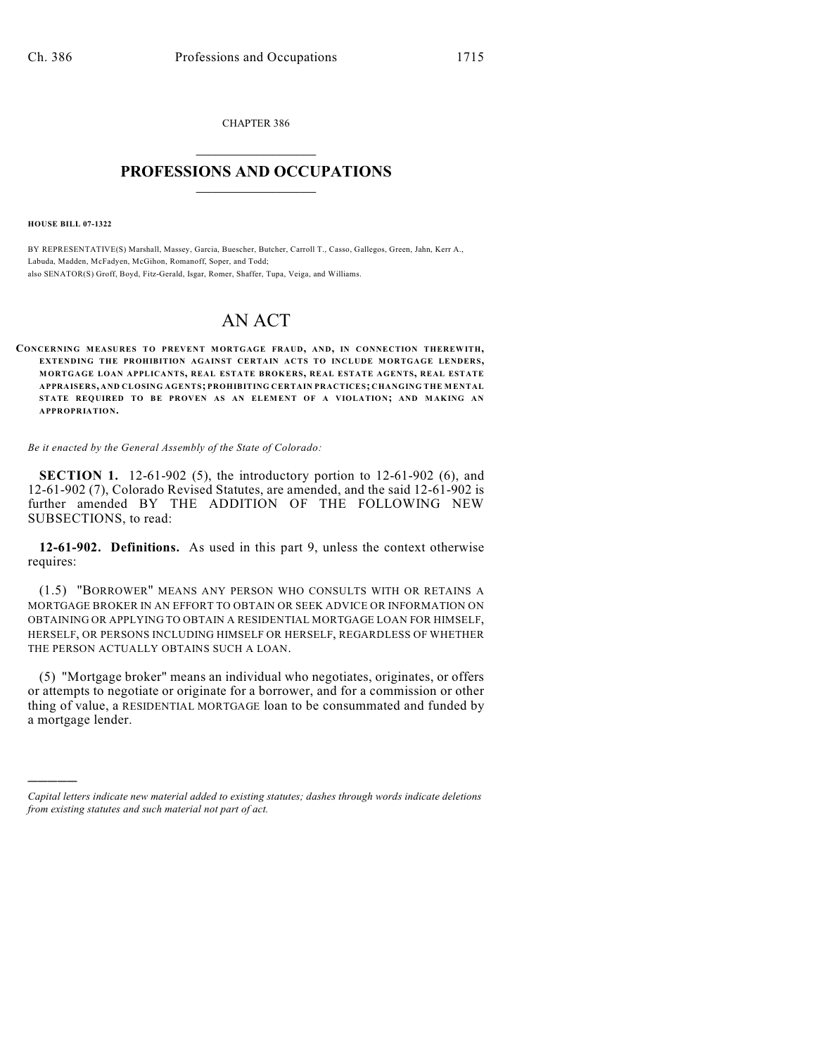CHAPTER 386

# PROFESSIONS AND OCCUPATIONS

**HOUSE BILL 07-1322**

BY REPRESENTATIVE(S) Marshall, Massey, Garcia, Buescher, Butcher, Carroll T., Casso, Gallegos, Green, Jahn, Kerr A., Labuda, Madden, McFadyen, McGihon, Romanoff, Soper, and Todd;
also SENATOR(S) Groff, Boyd, Fitz-Gerald, Isgar, Romer, Shaffer, Tupa, Veiga, and Williams.

# AN ACT

**CONCERNING MEASURES TO PREVENT MORTGAGE FRAUD, AND, IN CONNECTION THEREWITH, EXTENDING THE PROHIBITION AGAINST CERTAIN ACTS TO INCLUDE MORTGAGE LENDERS, MORTGAGE LOAN APPLICANTS, REAL ESTATE BROKERS, REAL ESTATE AGENTS, REAL ESTATE APPRAISERS, AND CLOSING AGENTS; PROHIBITING CERTAIN PRACTICES; CHANGING THE MENTAL STATE REQUIRED TO BE PROVEN AS AN ELEMENT OF A VIOLATION; AND MAKING AN APPROPRIATION.**

*Be it enacted by the General Assembly of the State of Colorado:*

**SECTION 1.** 12-61-902 (5), the introductory portion to 12-61-902 (6), and 12-61-902 (7), Colorado Revised Statutes, are amended, and the said 12-61-902 is further amended BY THE ADDITION OF THE FOLLOWING NEW SUBSECTIONS, to read:

**12-61-902. Definitions.** As used in this part 9, unless the context otherwise requires:

(1.5) "BORROWER" MEANS ANY PERSON WHO CONSULTS WITH OR RETAINS A MORTGAGE BROKER IN AN EFFORT TO OBTAIN OR SEEK ADVICE OR INFORMATION ON OBTAINING OR APPLYING TO OBTAIN A RESIDENTIAL MORTGAGE LOAN FOR HIMSELF, HERSELF, OR PERSONS INCLUDING HIMSELF OR HERSELF, REGARDLESS OF WHETHER THE PERSON ACTUALLY OBTAINS SUCH A LOAN.

(5) "Mortgage broker" means an individual who negotiates, originates, or offers or attempts to negotiate or originate for a borrower, and for a commission or other thing of value, a RESIDENTIAL MORTGAGE loan to be consummated and funded by a mortgage lender.

---

*Capital letters indicate new material added to existing statutes; dashes through words indicate deletions from existing statutes and such material not part of act.*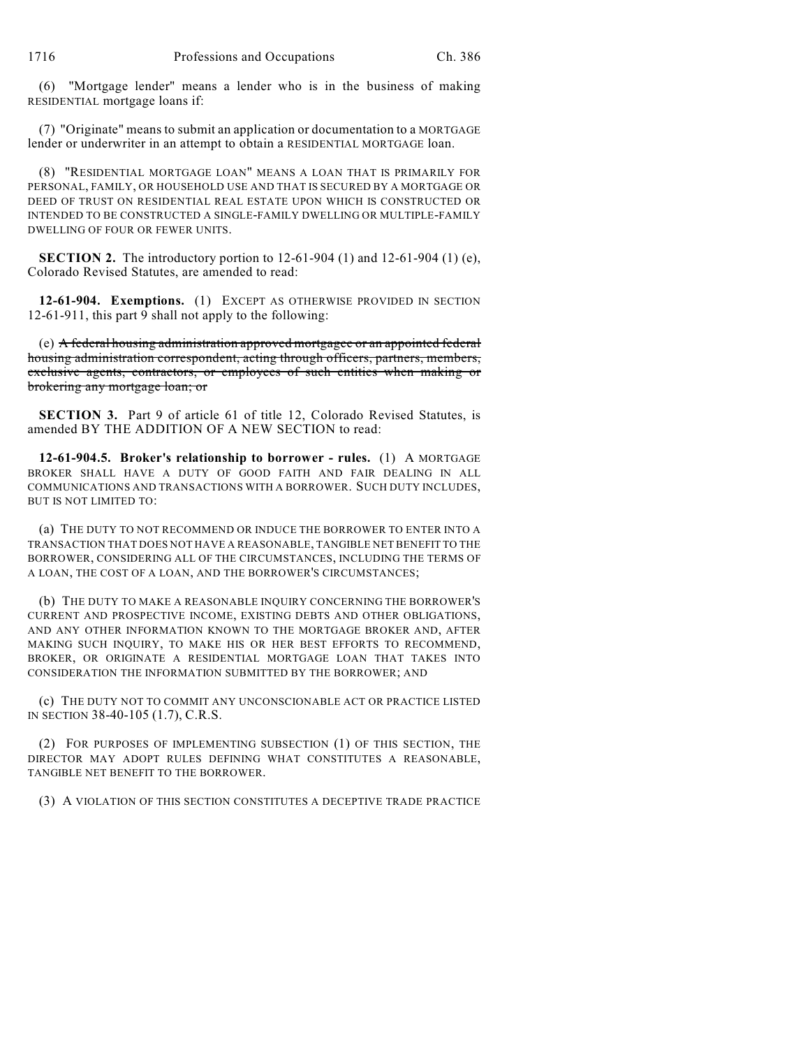(6) "Mortgage lender" means a lender who is in the business of making RESIDENTIAL mortgage loans if:

(7) "Originate" means to submit an application or documentation to a MORTGAGE lender or underwriter in an attempt to obtain a RESIDENTIAL MORTGAGE loan.

(8) "RESIDENTIAL MORTGAGE LOAN" MEANS A LOAN THAT IS PRIMARILY FOR PERSONAL, FAMILY, OR HOUSEHOLD USE AND THAT IS SECURED BY A MORTGAGE OR DEED OF TRUST ON RESIDENTIAL REAL ESTATE UPON WHICH IS CONSTRUCTED OR INTENDED TO BE CONSTRUCTED A SINGLE-FAMILY DWELLING OR MULTIPLE-FAMILY DWELLING OF FOUR OR FEWER UNITS.

**SECTION 2.** The introductory portion to 12-61-904 (1) and 12-61-904 (1) (e), Colorado Revised Statutes, are amended to read:

**12-61-904. Exemptions.** (1) EXCEPT AS OTHERWISE PROVIDED IN SECTION 12-61-911, this part 9 shall not apply to the following:

(e) ~~A federal housing administration approved mortgagee or an appointed federal housing administration correspondent, acting through officers, partners, members, exclusive agents, contractors, or employees of such entities when making or brokering any mortgage loan; or~~

**SECTION 3.** Part 9 of article 61 of title 12, Colorado Revised Statutes, is amended BY THE ADDITION OF A NEW SECTION to read:

**12-61-904.5. Broker's relationship to borrower - rules.** (1) A MORTGAGE BROKER SHALL HAVE A DUTY OF GOOD FAITH AND FAIR DEALING IN ALL COMMUNICATIONS AND TRANSACTIONS WITH A BORROWER. SUCH DUTY INCLUDES, BUT IS NOT LIMITED TO:

(a) THE DUTY TO NOT RECOMMEND OR INDUCE THE BORROWER TO ENTER INTO A TRANSACTION THAT DOES NOT HAVE A REASONABLE, TANGIBLE NET BENEFIT TO THE BORROWER, CONSIDERING ALL OF THE CIRCUMSTANCES, INCLUDING THE TERMS OF A LOAN, THE COST OF A LOAN, AND THE BORROWER'S CIRCUMSTANCES;

(b) THE DUTY TO MAKE A REASONABLE INQUIRY CONCERNING THE BORROWER'S CURRENT AND PROSPECTIVE INCOME, EXISTING DEBTS AND OTHER OBLIGATIONS, AND ANY OTHER INFORMATION KNOWN TO THE MORTGAGE BROKER AND, AFTER MAKING SUCH INQUIRY, TO MAKE HIS OR HER BEST EFFORTS TO RECOMMEND, BROKER, OR ORIGINATE A RESIDENTIAL MORTGAGE LOAN THAT TAKES INTO CONSIDERATION THE INFORMATION SUBMITTED BY THE BORROWER; AND

(c) THE DUTY NOT TO COMMIT ANY UNCONSCIONABLE ACT OR PRACTICE LISTED IN SECTION 38-40-105 (1.7), C.R.S.

(2) FOR PURPOSES OF IMPLEMENTING SUBSECTION (1) OF THIS SECTION, THE DIRECTOR MAY ADOPT RULES DEFINING WHAT CONSTITUTES A REASONABLE, TANGIBLE NET BENEFIT TO THE BORROWER.

(3) A VIOLATION OF THIS SECTION CONSTITUTES A DECEPTIVE TRADE PRACTICE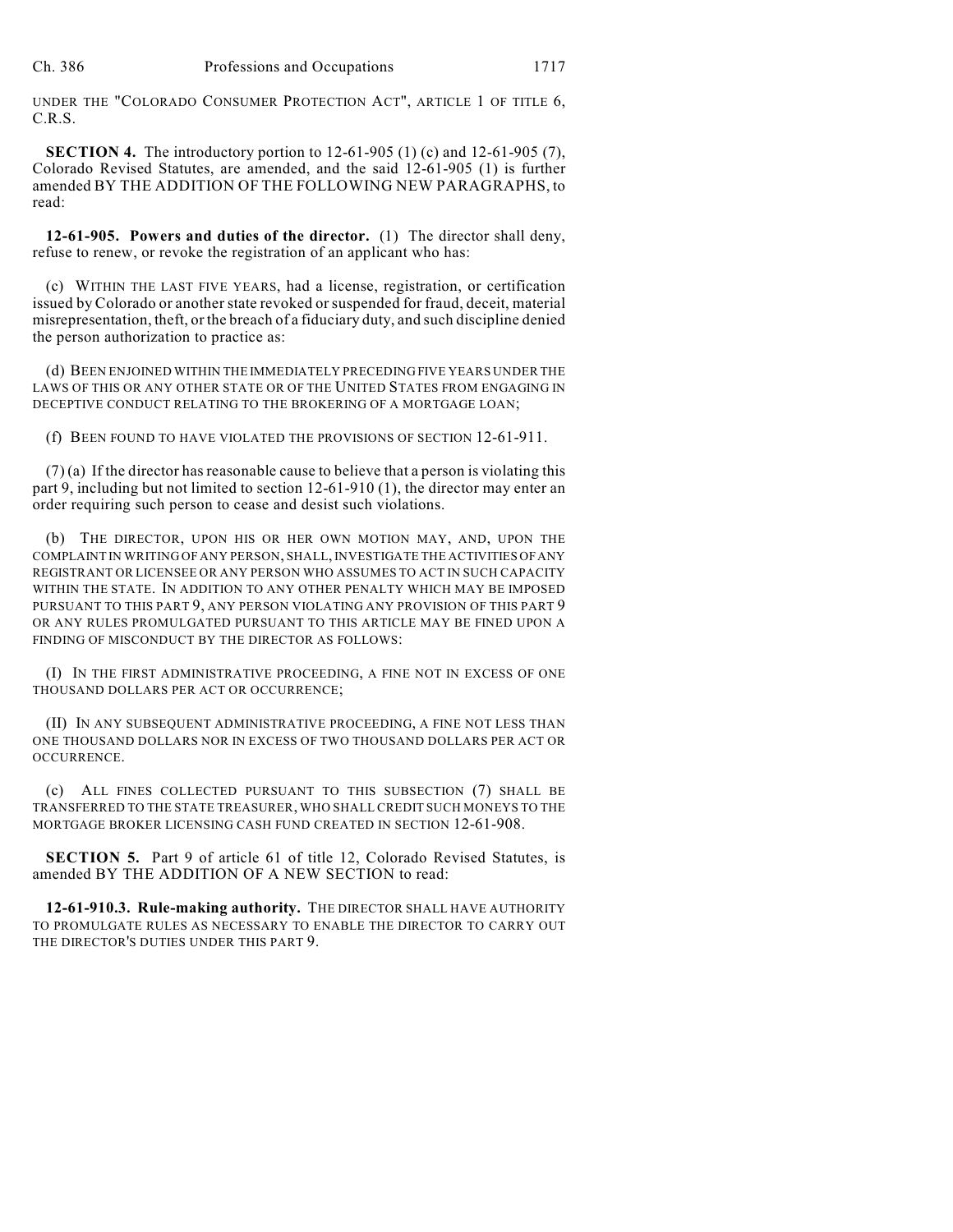UNDER THE "COLORADO CONSUMER PROTECTION ACT", ARTICLE 1 OF TITLE 6, C.R.S.

**SECTION 4.** The introductory portion to 12-61-905 (1) (c) and 12-61-905 (7), Colorado Revised Statutes, are amended, and the said 12-61-905 (1) is further amended BY THE ADDITION OF THE FOLLOWING NEW PARAGRAPHS, to read:

**12-61-905. Powers and duties of the director.** (1) The director shall deny, refuse to renew, or revoke the registration of an applicant who has:

(c) WITHIN THE LAST FIVE YEARS, had a license, registration, or certification issued by Colorado or another state revoked or suspended for fraud, deceit, material misrepresentation, theft, or the breach of a fiduciary duty, and such discipline denied the person authorization to practice as:

(d) BEEN ENJOINED WITHIN THE IMMEDIATELY PRECEDING FIVE YEARS UNDER THE LAWS OF THIS OR ANY OTHER STATE OR OF THE UNITED STATES FROM ENGAGING IN DECEPTIVE CONDUCT RELATING TO THE BROKERING OF A MORTGAGE LOAN;

(f) BEEN FOUND TO HAVE VIOLATED THE PROVISIONS OF SECTION 12-61-911.

(7) (a) If the director has reasonable cause to believe that a person is violating this part 9, including but not limited to section 12-61-910 (1), the director may enter an order requiring such person to cease and desist such violations.

(b) THE DIRECTOR, UPON HIS OR HER OWN MOTION MAY, AND, UPON THE COMPLAINT IN WRITING OF ANY PERSON, SHALL, INVESTIGATE THE ACTIVITIES OF ANY REGISTRANT OR LICENSEE OR ANY PERSON WHO ASSUMES TO ACT IN SUCH CAPACITY WITHIN THE STATE. IN ADDITION TO ANY OTHER PENALTY WHICH MAY BE IMPOSED PURSUANT TO THIS PART 9, ANY PERSON VIOLATING ANY PROVISION OF THIS PART 9 OR ANY RULES PROMULGATED PURSUANT TO THIS ARTICLE MAY BE FINED UPON A FINDING OF MISCONDUCT BY THE DIRECTOR AS FOLLOWS:

(I) IN THE FIRST ADMINISTRATIVE PROCEEDING, A FINE NOT IN EXCESS OF ONE THOUSAND DOLLARS PER ACT OR OCCURRENCE;

(II) IN ANY SUBSEQUENT ADMINISTRATIVE PROCEEDING, A FINE NOT LESS THAN ONE THOUSAND DOLLARS NOR IN EXCESS OF TWO THOUSAND DOLLARS PER ACT OR OCCURRENCE.

(c) ALL FINES COLLECTED PURSUANT TO THIS SUBSECTION (7) SHALL BE TRANSFERRED TO THE STATE TREASURER, WHO SHALL CREDIT SUCH MONEYS TO THE MORTGAGE BROKER LICENSING CASH FUND CREATED IN SECTION 12-61-908.

**SECTION 5.** Part 9 of article 61 of title 12, Colorado Revised Statutes, is amended BY THE ADDITION OF A NEW SECTION to read:

**12-61-910.3. Rule-making authority.** THE DIRECTOR SHALL HAVE AUTHORITY TO PROMULGATE RULES AS NECESSARY TO ENABLE THE DIRECTOR TO CARRY OUT THE DIRECTOR'S DUTIES UNDER THIS PART 9.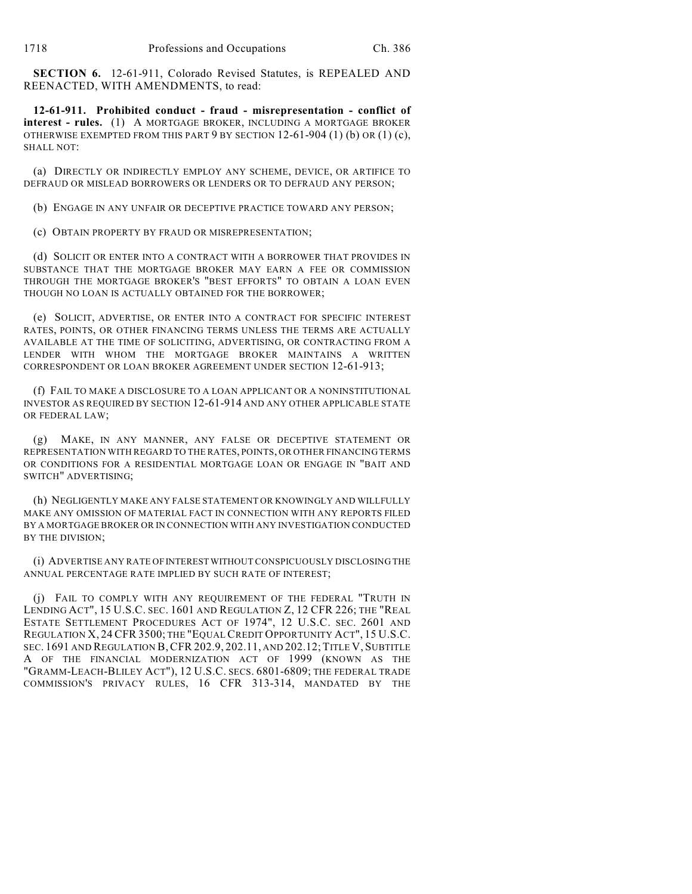**SECTION 6.** 12-61-911, Colorado Revised Statutes, is REPEALED AND REENACTED, WITH AMENDMENTS, to read:

**12-61-911. Prohibited conduct - fraud - misrepresentation - conflict of interest - rules.** (1) A MORTGAGE BROKER, INCLUDING A MORTGAGE BROKER OTHERWISE EXEMPTED FROM THIS PART 9 BY SECTION 12-61-904 (1) (b) OR (1) (c), SHALL NOT:

(a) DIRECTLY OR INDIRECTLY EMPLOY ANY SCHEME, DEVICE, OR ARTIFICE TO DEFRAUD OR MISLEAD BORROWERS OR LENDERS OR TO DEFRAUD ANY PERSON;

(b) ENGAGE IN ANY UNFAIR OR DECEPTIVE PRACTICE TOWARD ANY PERSON;

(c) OBTAIN PROPERTY BY FRAUD OR MISREPRESENTATION;

(d) SOLICIT OR ENTER INTO A CONTRACT WITH A BORROWER THAT PROVIDES IN SUBSTANCE THAT THE MORTGAGE BROKER MAY EARN A FEE OR COMMISSION THROUGH THE MORTGAGE BROKER'S "BEST EFFORTS" TO OBTAIN A LOAN EVEN THOUGH NO LOAN IS ACTUALLY OBTAINED FOR THE BORROWER;

(e) SOLICIT, ADVERTISE, OR ENTER INTO A CONTRACT FOR SPECIFIC INTEREST RATES, POINTS, OR OTHER FINANCING TERMS UNLESS THE TERMS ARE ACTUALLY AVAILABLE AT THE TIME OF SOLICITING, ADVERTISING, OR CONTRACTING FROM A LENDER WITH WHOM THE MORTGAGE BROKER MAINTAINS A WRITTEN CORRESPONDENT OR LOAN BROKER AGREEMENT UNDER SECTION 12-61-913;

(f) FAIL TO MAKE A DISCLOSURE TO A LOAN APPLICANT OR A NONINSTITUTIONAL INVESTOR AS REQUIRED BY SECTION 12-61-914 AND ANY OTHER APPLICABLE STATE OR FEDERAL LAW;

(g) MAKE, IN ANY MANNER, ANY FALSE OR DECEPTIVE STATEMENT OR REPRESENTATION WITH REGARD TO THE RATES, POINTS, OR OTHER FINANCING TERMS OR CONDITIONS FOR A RESIDENTIAL MORTGAGE LOAN OR ENGAGE IN "BAIT AND SWITCH" ADVERTISING;

(h) NEGLIGENTLY MAKE ANY FALSE STATEMENT OR KNOWINGLY AND WILLFULLY MAKE ANY OMISSION OF MATERIAL FACT IN CONNECTION WITH ANY REPORTS FILED BY A MORTGAGE BROKER OR IN CONNECTION WITH ANY INVESTIGATION CONDUCTED BY THE DIVISION;

(i) ADVERTISE ANY RATE OF INTEREST WITHOUT CONSPICUOUSLY DISCLOSING THE ANNUAL PERCENTAGE RATE IMPLIED BY SUCH RATE OF INTEREST;

(j) FAIL TO COMPLY WITH ANY REQUIREMENT OF THE FEDERAL "TRUTH IN LENDING ACT", 15 U.S.C. SEC. 1601 AND REGULATION Z, 12 CFR 226; THE "REAL ESTATE SETTLEMENT PROCEDURES ACT OF 1974", 12 U.S.C. SEC. 2601 AND REGULATION X, 24 CFR 3500; THE "EQUAL CREDIT OPPORTUNITY ACT", 15 U.S.C. SEC. 1691 AND REGULATION B, CFR 202.9, 202.11, AND 202.12; TITLE V, SUBTITLE A OF THE FINANCIAL MODERNIZATION ACT OF 1999 (KNOWN AS THE "GRAMM-LEACH-BLILEY ACT"), 12 U.S.C. SECS. 6801-6809; THE FEDERAL TRADE COMMISSION'S PRIVACY RULES, 16 CFR 313-314, MANDATED BY THE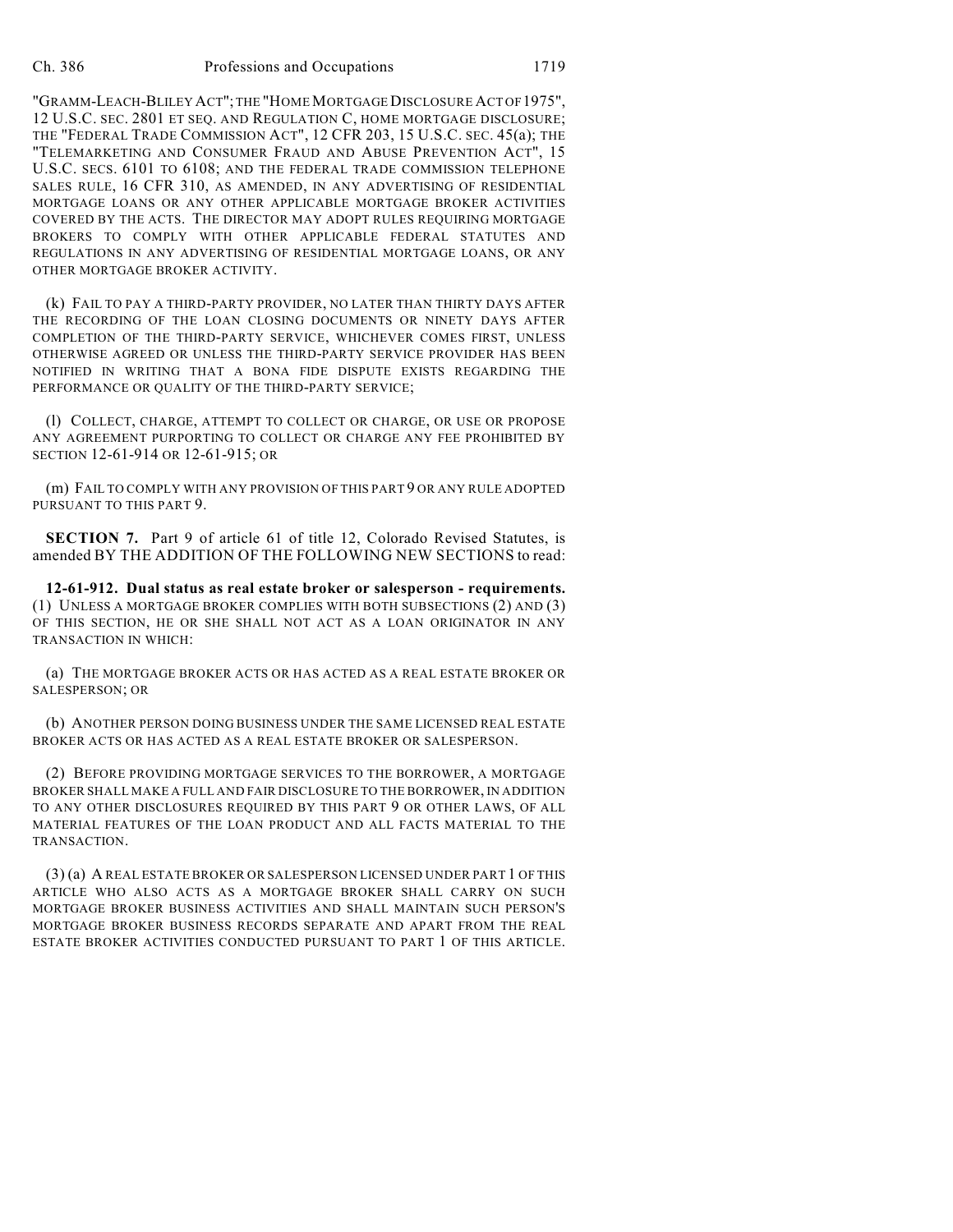"GRAMM-LEACH-BLILEY ACT"; THE "HOME MORTGAGE DISCLOSURE ACT OF 1975", 12 U.S.C. SEC. 2801 ET SEQ. AND REGULATION C, HOME MORTGAGE DISCLOSURE; THE "FEDERAL TRADE COMMISSION ACT", 12 CFR 203, 15 U.S.C. SEC. 45(a); THE "TELEMARKETING AND CONSUMER FRAUD AND ABUSE PREVENTION ACT", 15 U.S.C. SECS. 6101 TO 6108; AND THE FEDERAL TRADE COMMISSION TELEPHONE SALES RULE, 16 CFR 310, AS AMENDED, IN ANY ADVERTISING OF RESIDENTIAL MORTGAGE LOANS OR ANY OTHER APPLICABLE MORTGAGE BROKER ACTIVITIES COVERED BY THE ACTS. THE DIRECTOR MAY ADOPT RULES REQUIRING MORTGAGE BROKERS TO COMPLY WITH OTHER APPLICABLE FEDERAL STATUTES AND REGULATIONS IN ANY ADVERTISING OF RESIDENTIAL MORTGAGE LOANS, OR ANY OTHER MORTGAGE BROKER ACTIVITY.

(k) FAIL TO PAY A THIRD-PARTY PROVIDER, NO LATER THAN THIRTY DAYS AFTER THE RECORDING OF THE LOAN CLOSING DOCUMENTS OR NINETY DAYS AFTER COMPLETION OF THE THIRD-PARTY SERVICE, WHICHEVER COMES FIRST, UNLESS OTHERWISE AGREED OR UNLESS THE THIRD-PARTY SERVICE PROVIDER HAS BEEN NOTIFIED IN WRITING THAT A BONA FIDE DISPUTE EXISTS REGARDING THE PERFORMANCE OR QUALITY OF THE THIRD-PARTY SERVICE;

(l) COLLECT, CHARGE, ATTEMPT TO COLLECT OR CHARGE, OR USE OR PROPOSE ANY AGREEMENT PURPORTING TO COLLECT OR CHARGE ANY FEE PROHIBITED BY SECTION 12-61-914 OR 12-61-915; OR

(m) FAIL TO COMPLY WITH ANY PROVISION OF THIS PART 9 OR ANY RULE ADOPTED PURSUANT TO THIS PART 9.

**SECTION 7.** Part 9 of article 61 of title 12, Colorado Revised Statutes, is amended BY THE ADDITION OF THE FOLLOWING NEW SECTIONS to read:

**12-61-912. Dual status as real estate broker or salesperson - requirements.** (1) UNLESS A MORTGAGE BROKER COMPLIES WITH BOTH SUBSECTIONS (2) AND (3) OF THIS SECTION, HE OR SHE SHALL NOT ACT AS A LOAN ORIGINATOR IN ANY TRANSACTION IN WHICH:

(a) THE MORTGAGE BROKER ACTS OR HAS ACTED AS A REAL ESTATE BROKER OR SALESPERSON; OR

(b) ANOTHER PERSON DOING BUSINESS UNDER THE SAME LICENSED REAL ESTATE BROKER ACTS OR HAS ACTED AS A REAL ESTATE BROKER OR SALESPERSON.

(2) BEFORE PROVIDING MORTGAGE SERVICES TO THE BORROWER, A MORTGAGE BROKER SHALL MAKE A FULL AND FAIR DISCLOSURE TO THE BORROWER, IN ADDITION TO ANY OTHER DISCLOSURES REQUIRED BY THIS PART 9 OR OTHER LAWS, OF ALL MATERIAL FEATURES OF THE LOAN PRODUCT AND ALL FACTS MATERIAL TO THE TRANSACTION.

(3) (a) A REAL ESTATE BROKER OR SALESPERSON LICENSED UNDER PART 1 OF THIS ARTICLE WHO ALSO ACTS AS A MORTGAGE BROKER SHALL CARRY ON SUCH MORTGAGE BROKER BUSINESS ACTIVITIES AND SHALL MAINTAIN SUCH PERSON'S MORTGAGE BROKER BUSINESS RECORDS SEPARATE AND APART FROM THE REAL ESTATE BROKER ACTIVITIES CONDUCTED PURSUANT TO PART 1 OF THIS ARTICLE.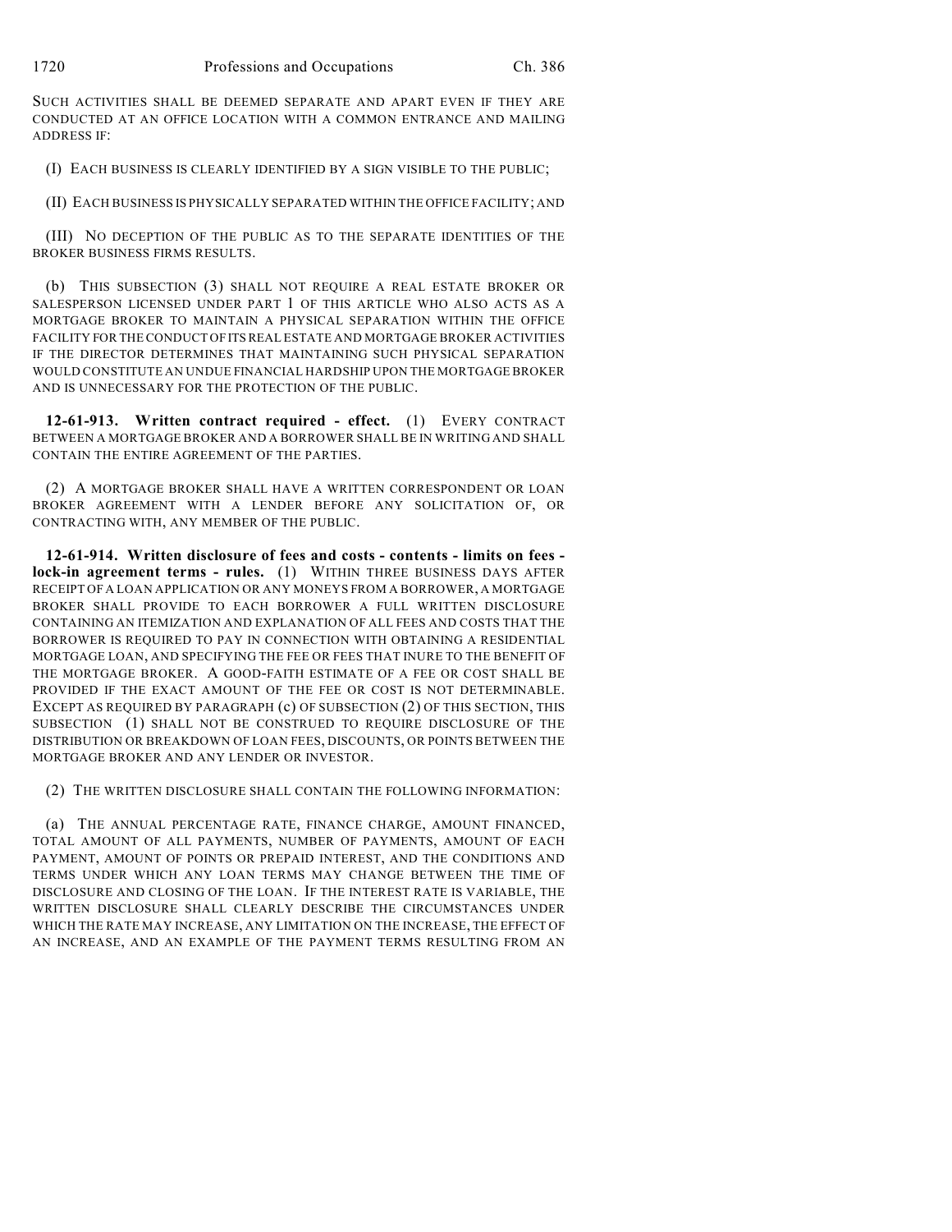SUCH ACTIVITIES SHALL BE DEEMED SEPARATE AND APART EVEN IF THEY ARE CONDUCTED AT AN OFFICE LOCATION WITH A COMMON ENTRANCE AND MAILING ADDRESS IF:

(I) EACH BUSINESS IS CLEARLY IDENTIFIED BY A SIGN VISIBLE TO THE PUBLIC;

(II) EACH BUSINESS IS PHYSICALLY SEPARATED WITHIN THE OFFICE FACILITY; AND

(III) NO DECEPTION OF THE PUBLIC AS TO THE SEPARATE IDENTITIES OF THE BROKER BUSINESS FIRMS RESULTS.

(b) THIS SUBSECTION (3) SHALL NOT REQUIRE A REAL ESTATE BROKER OR SALESPERSON LICENSED UNDER PART 1 OF THIS ARTICLE WHO ALSO ACTS AS A MORTGAGE BROKER TO MAINTAIN A PHYSICAL SEPARATION WITHIN THE OFFICE FACILITY FOR THE CONDUCT OF ITS REAL ESTATE AND MORTGAGE BROKER ACTIVITIES IF THE DIRECTOR DETERMINES THAT MAINTAINING SUCH PHYSICAL SEPARATION WOULD CONSTITUTE AN UNDUE FINANCIAL HARDSHIP UPON THE MORTGAGE BROKER AND IS UNNECESSARY FOR THE PROTECTION OF THE PUBLIC.

**12-61-913. Written contract required - effect.** (1) EVERY CONTRACT BETWEEN A MORTGAGE BROKER AND A BORROWER SHALL BE IN WRITING AND SHALL CONTAIN THE ENTIRE AGREEMENT OF THE PARTIES.

(2) A MORTGAGE BROKER SHALL HAVE A WRITTEN CORRESPONDENT OR LOAN BROKER AGREEMENT WITH A LENDER BEFORE ANY SOLICITATION OF, OR CONTRACTING WITH, ANY MEMBER OF THE PUBLIC.

**12-61-914. Written disclosure of fees and costs - contents - limits on fees - lock-in agreement terms - rules.** (1) WITHIN THREE BUSINESS DAYS AFTER RECEIPT OF A LOAN APPLICATION OR ANY MONEYS FROM A BORROWER, A MORTGAGE BROKER SHALL PROVIDE TO EACH BORROWER A FULL WRITTEN DISCLOSURE CONTAINING AN ITEMIZATION AND EXPLANATION OF ALL FEES AND COSTS THAT THE BORROWER IS REQUIRED TO PAY IN CONNECTION WITH OBTAINING A RESIDENTIAL MORTGAGE LOAN, AND SPECIFYING THE FEE OR FEES THAT INURE TO THE BENEFIT OF THE MORTGAGE BROKER. A GOOD-FAITH ESTIMATE OF A FEE OR COST SHALL BE PROVIDED IF THE EXACT AMOUNT OF THE FEE OR COST IS NOT DETERMINABLE. EXCEPT AS REQUIRED BY PARAGRAPH (c) OF SUBSECTION (2) OF THIS SECTION, THIS SUBSECTION (1) SHALL NOT BE CONSTRUED TO REQUIRE DISCLOSURE OF THE DISTRIBUTION OR BREAKDOWN OF LOAN FEES, DISCOUNTS, OR POINTS BETWEEN THE MORTGAGE BROKER AND ANY LENDER OR INVESTOR.

(2) THE WRITTEN DISCLOSURE SHALL CONTAIN THE FOLLOWING INFORMATION:

(a) THE ANNUAL PERCENTAGE RATE, FINANCE CHARGE, AMOUNT FINANCED, TOTAL AMOUNT OF ALL PAYMENTS, NUMBER OF PAYMENTS, AMOUNT OF EACH PAYMENT, AMOUNT OF POINTS OR PREPAID INTEREST, AND THE CONDITIONS AND TERMS UNDER WHICH ANY LOAN TERMS MAY CHANGE BETWEEN THE TIME OF DISCLOSURE AND CLOSING OF THE LOAN. IF THE INTEREST RATE IS VARIABLE, THE WRITTEN DISCLOSURE SHALL CLEARLY DESCRIBE THE CIRCUMSTANCES UNDER WHICH THE RATE MAY INCREASE, ANY LIMITATION ON THE INCREASE, THE EFFECT OF AN INCREASE, AND AN EXAMPLE OF THE PAYMENT TERMS RESULTING FROM AN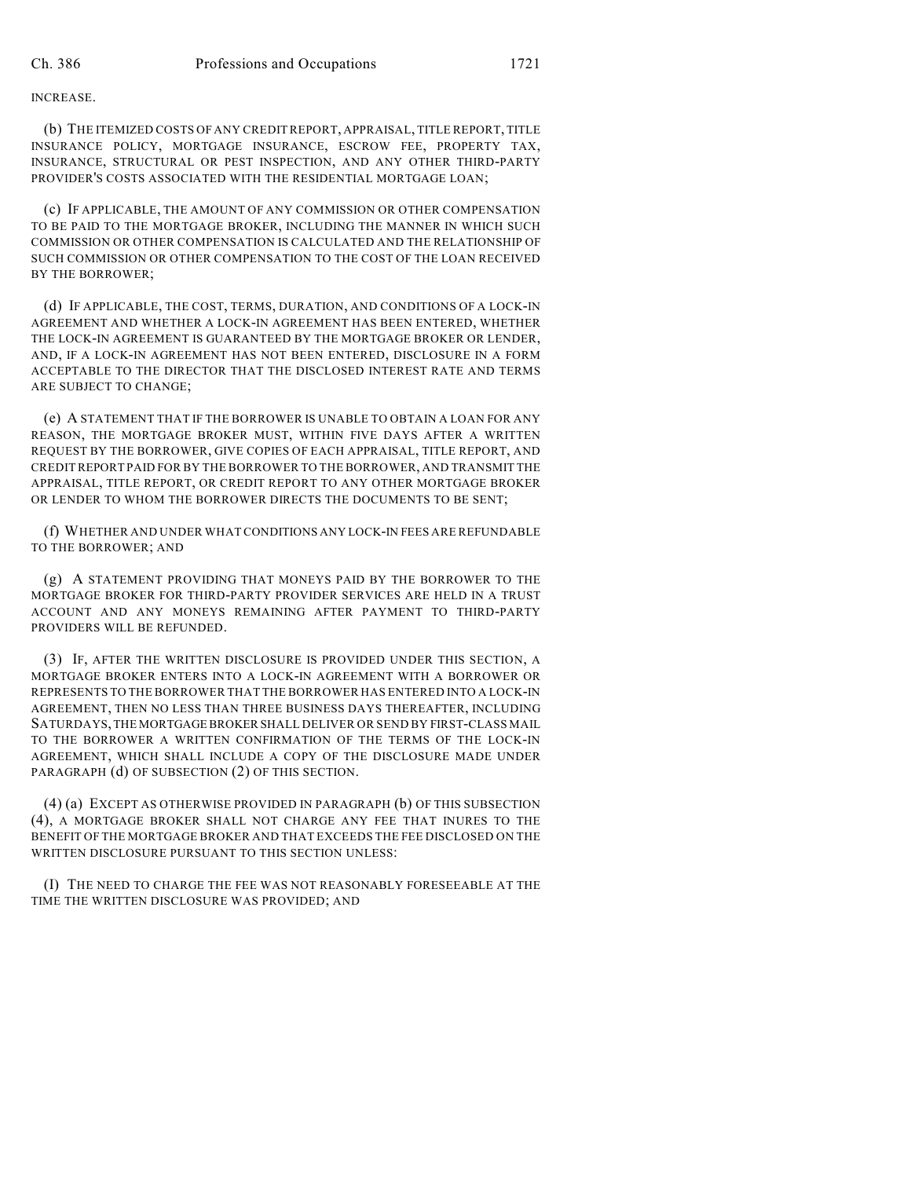INCREASE.

(b) THE ITEMIZED COSTS OF ANY CREDIT REPORT, APPRAISAL, TITLE REPORT, TITLE INSURANCE POLICY, MORTGAGE INSURANCE, ESCROW FEE, PROPERTY TAX, INSURANCE, STRUCTURAL OR PEST INSPECTION, AND ANY OTHER THIRD-PARTY PROVIDER'S COSTS ASSOCIATED WITH THE RESIDENTIAL MORTGAGE LOAN;

(c) IF APPLICABLE, THE AMOUNT OF ANY COMMISSION OR OTHER COMPENSATION TO BE PAID TO THE MORTGAGE BROKER, INCLUDING THE MANNER IN WHICH SUCH COMMISSION OR OTHER COMPENSATION IS CALCULATED AND THE RELATIONSHIP OF SUCH COMMISSION OR OTHER COMPENSATION TO THE COST OF THE LOAN RECEIVED BY THE BORROWER;

(d) IF APPLICABLE, THE COST, TERMS, DURATION, AND CONDITIONS OF A LOCK-IN AGREEMENT AND WHETHER A LOCK-IN AGREEMENT HAS BEEN ENTERED, WHETHER THE LOCK-IN AGREEMENT IS GUARANTEED BY THE MORTGAGE BROKER OR LENDER, AND, IF A LOCK-IN AGREEMENT HAS NOT BEEN ENTERED, DISCLOSURE IN A FORM ACCEPTABLE TO THE DIRECTOR THAT THE DISCLOSED INTEREST RATE AND TERMS ARE SUBJECT TO CHANGE;

(e) A STATEMENT THAT IF THE BORROWER IS UNABLE TO OBTAIN A LOAN FOR ANY REASON, THE MORTGAGE BROKER MUST, WITHIN FIVE DAYS AFTER A WRITTEN REQUEST BY THE BORROWER, GIVE COPIES OF EACH APPRAISAL, TITLE REPORT, AND CREDIT REPORT PAID FOR BY THE BORROWER TO THE BORROWER, AND TRANSMIT THE APPRAISAL, TITLE REPORT, OR CREDIT REPORT TO ANY OTHER MORTGAGE BROKER OR LENDER TO WHOM THE BORROWER DIRECTS THE DOCUMENTS TO BE SENT;

(f) WHETHER AND UNDER WHAT CONDITIONS ANY LOCK-IN FEES ARE REFUNDABLE TO THE BORROWER; AND

(g) A STATEMENT PROVIDING THAT MONEYS PAID BY THE BORROWER TO THE MORTGAGE BROKER FOR THIRD-PARTY PROVIDER SERVICES ARE HELD IN A TRUST ACCOUNT AND ANY MONEYS REMAINING AFTER PAYMENT TO THIRD-PARTY PROVIDERS WILL BE REFUNDED.

(3) IF, AFTER THE WRITTEN DISCLOSURE IS PROVIDED UNDER THIS SECTION, A MORTGAGE BROKER ENTERS INTO A LOCK-IN AGREEMENT WITH A BORROWER OR REPRESENTS TO THE BORROWER THAT THE BORROWER HAS ENTERED INTO A LOCK-IN AGREEMENT, THEN NO LESS THAN THREE BUSINESS DAYS THEREAFTER, INCLUDING SATURDAYS, THE MORTGAGE BROKER SHALL DELIVER OR SEND BY FIRST-CLASS MAIL TO THE BORROWER A WRITTEN CONFIRMATION OF THE TERMS OF THE LOCK-IN AGREEMENT, WHICH SHALL INCLUDE A COPY OF THE DISCLOSURE MADE UNDER PARAGRAPH (d) OF SUBSECTION (2) OF THIS SECTION.

(4) (a) EXCEPT AS OTHERWISE PROVIDED IN PARAGRAPH (b) OF THIS SUBSECTION (4), A MORTGAGE BROKER SHALL NOT CHARGE ANY FEE THAT INURES TO THE BENEFIT OF THE MORTGAGE BROKER AND THAT EXCEEDS THE FEE DISCLOSED ON THE WRITTEN DISCLOSURE PURSUANT TO THIS SECTION UNLESS:

(I) THE NEED TO CHARGE THE FEE WAS NOT REASONABLY FORESEEABLE AT THE TIME THE WRITTEN DISCLOSURE WAS PROVIDED; AND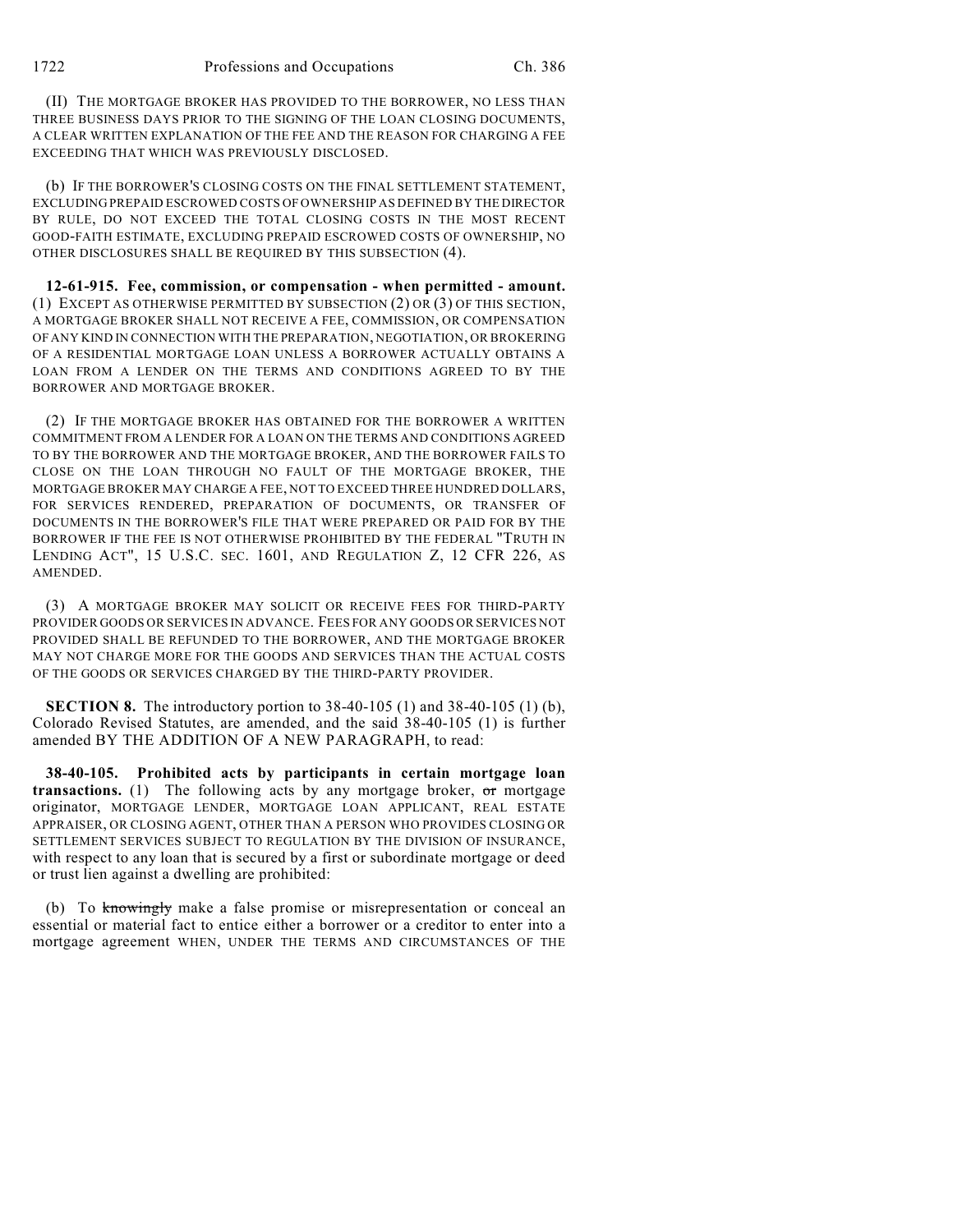(II) THE MORTGAGE BROKER HAS PROVIDED TO THE BORROWER, NO LESS THAN THREE BUSINESS DAYS PRIOR TO THE SIGNING OF THE LOAN CLOSING DOCUMENTS, A CLEAR WRITTEN EXPLANATION OF THE FEE AND THE REASON FOR CHARGING A FEE EXCEEDING THAT WHICH WAS PREVIOUSLY DISCLOSED.

(b) IF THE BORROWER'S CLOSING COSTS ON THE FINAL SETTLEMENT STATEMENT, EXCLUDING PREPAID ESCROWED COSTS OF OWNERSHIP AS DEFINED BY THE DIRECTOR BY RULE, DO NOT EXCEED THE TOTAL CLOSING COSTS IN THE MOST RECENT GOOD-FAITH ESTIMATE, EXCLUDING PREPAID ESCROWED COSTS OF OWNERSHIP, NO OTHER DISCLOSURES SHALL BE REQUIRED BY THIS SUBSECTION (4).

**12-61-915. Fee, commission, or compensation - when permitted - amount.** (1) EXCEPT AS OTHERWISE PERMITTED BY SUBSECTION (2) OR (3) OF THIS SECTION, A MORTGAGE BROKER SHALL NOT RECEIVE A FEE, COMMISSION, OR COMPENSATION OF ANY KIND IN CONNECTION WITH THE PREPARATION, NEGOTIATION, OR BROKERING OF A RESIDENTIAL MORTGAGE LOAN UNLESS A BORROWER ACTUALLY OBTAINS A LOAN FROM A LENDER ON THE TERMS AND CONDITIONS AGREED TO BY THE BORROWER AND MORTGAGE BROKER.

(2) IF THE MORTGAGE BROKER HAS OBTAINED FOR THE BORROWER A WRITTEN COMMITMENT FROM A LENDER FOR A LOAN ON THE TERMS AND CONDITIONS AGREED TO BY THE BORROWER AND THE MORTGAGE BROKER, AND THE BORROWER FAILS TO CLOSE ON THE LOAN THROUGH NO FAULT OF THE MORTGAGE BROKER, THE MORTGAGE BROKER MAY CHARGE A FEE, NOT TO EXCEED THREE HUNDRED DOLLARS, FOR SERVICES RENDERED, PREPARATION OF DOCUMENTS, OR TRANSFER OF DOCUMENTS IN THE BORROWER'S FILE THAT WERE PREPARED OR PAID FOR BY THE BORROWER IF THE FEE IS NOT OTHERWISE PROHIBITED BY THE FEDERAL "TRUTH IN LENDING ACT", 15 U.S.C. SEC. 1601, AND REGULATION Z, 12 CFR 226, AS AMENDED.

(3) A MORTGAGE BROKER MAY SOLICIT OR RECEIVE FEES FOR THIRD-PARTY PROVIDER GOODS OR SERVICES IN ADVANCE. FEES FOR ANY GOODS OR SERVICES NOT PROVIDED SHALL BE REFUNDED TO THE BORROWER, AND THE MORTGAGE BROKER MAY NOT CHARGE MORE FOR THE GOODS AND SERVICES THAN THE ACTUAL COSTS OF THE GOODS OR SERVICES CHARGED BY THE THIRD-PARTY PROVIDER.

**SECTION 8.** The introductory portion to 38-40-105 (1) and 38-40-105 (1) (b), Colorado Revised Statutes, are amended, and the said 38-40-105 (1) is further amended BY THE ADDITION OF A NEW PARAGRAPH, to read:

**38-40-105. Prohibited acts by participants in certain mortgage loan transactions.** (1) The following acts by any mortgage broker, ~~or~~ mortgage originator, MORTGAGE LENDER, MORTGAGE LOAN APPLICANT, REAL ESTATE APPRAISER, OR CLOSING AGENT, OTHER THAN A PERSON WHO PROVIDES CLOSING OR SETTLEMENT SERVICES SUBJECT TO REGULATION BY THE DIVISION OF INSURANCE, with respect to any loan that is secured by a first or subordinate mortgage or deed or trust lien against a dwelling are prohibited:

(b) To ~~knowingly~~ make a false promise or misrepresentation or conceal an essential or material fact to entice either a borrower or a creditor to enter into a mortgage agreement WHEN, UNDER THE TERMS AND CIRCUMSTANCES OF THE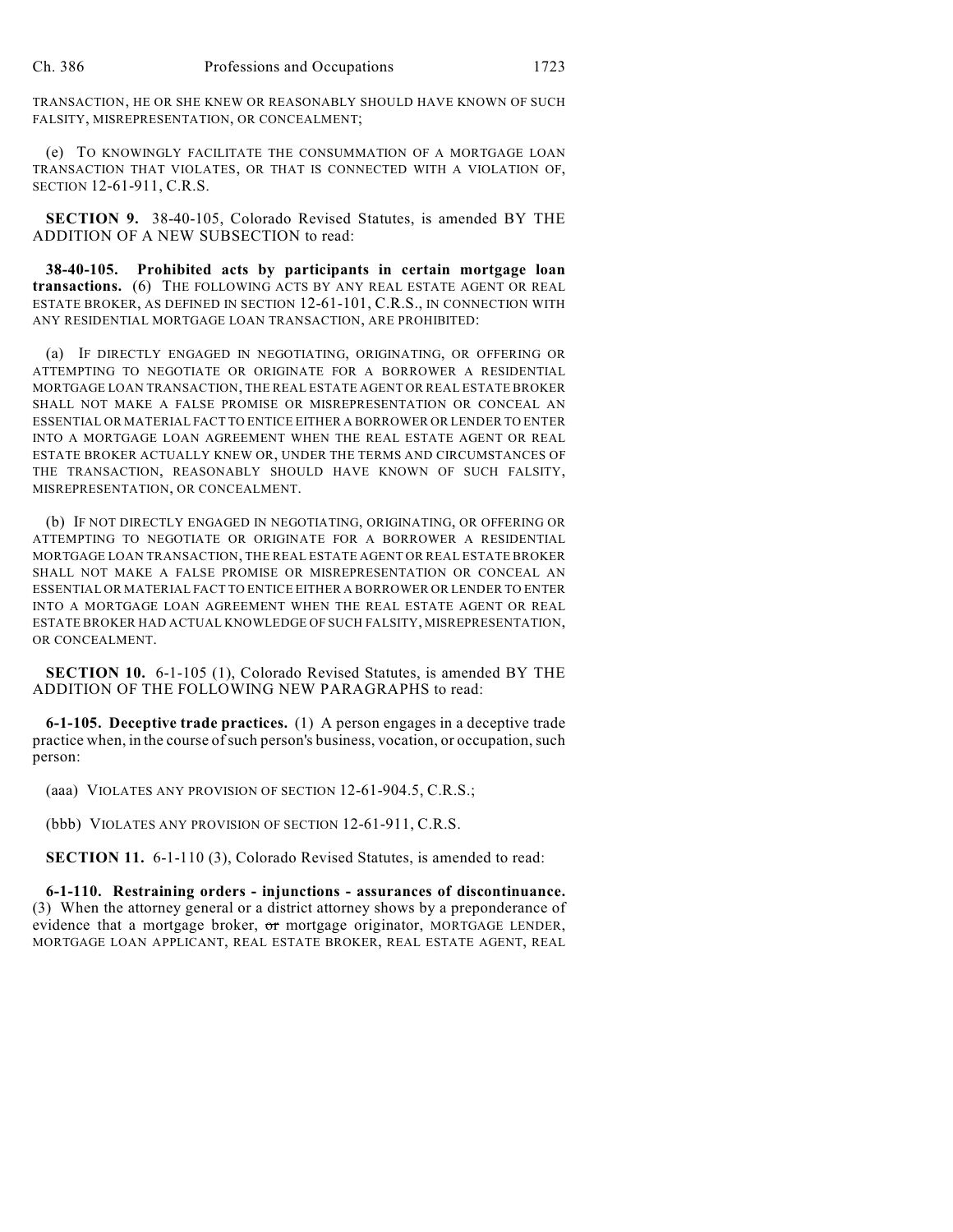TRANSACTION, HE OR SHE KNEW OR REASONABLY SHOULD HAVE KNOWN OF SUCH FALSITY, MISREPRESENTATION, OR CONCEALMENT;

(e) TO KNOWINGLY FACILITATE THE CONSUMMATION OF A MORTGAGE LOAN TRANSACTION THAT VIOLATES, OR THAT IS CONNECTED WITH A VIOLATION OF, SECTION 12-61-911, C.R.S.

**SECTION 9.** 38-40-105, Colorado Revised Statutes, is amended BY THE ADDITION OF A NEW SUBSECTION to read:

**38-40-105. Prohibited acts by participants in certain mortgage loan transactions.** (6) THE FOLLOWING ACTS BY ANY REAL ESTATE AGENT OR REAL ESTATE BROKER, AS DEFINED IN SECTION 12-61-101, C.R.S., IN CONNECTION WITH ANY RESIDENTIAL MORTGAGE LOAN TRANSACTION, ARE PROHIBITED:

(a) IF DIRECTLY ENGAGED IN NEGOTIATING, ORIGINATING, OR OFFERING OR ATTEMPTING TO NEGOTIATE OR ORIGINATE FOR A BORROWER A RESIDENTIAL MORTGAGE LOAN TRANSACTION, THE REAL ESTATE AGENT OR REAL ESTATE BROKER SHALL NOT MAKE A FALSE PROMISE OR MISREPRESENTATION OR CONCEAL AN ESSENTIAL OR MATERIAL FACT TO ENTICE EITHER A BORROWER OR LENDER TO ENTER INTO A MORTGAGE LOAN AGREEMENT WHEN THE REAL ESTATE AGENT OR REAL ESTATE BROKER ACTUALLY KNEW OR, UNDER THE TERMS AND CIRCUMSTANCES OF THE TRANSACTION, REASONABLY SHOULD HAVE KNOWN OF SUCH FALSITY, MISREPRESENTATION, OR CONCEALMENT.

(b) IF NOT DIRECTLY ENGAGED IN NEGOTIATING, ORIGINATING, OR OFFERING OR ATTEMPTING TO NEGOTIATE OR ORIGINATE FOR A BORROWER A RESIDENTIAL MORTGAGE LOAN TRANSACTION, THE REAL ESTATE AGENT OR REAL ESTATE BROKER SHALL NOT MAKE A FALSE PROMISE OR MISREPRESENTATION OR CONCEAL AN ESSENTIAL OR MATERIAL FACT TO ENTICE EITHER A BORROWER OR LENDER TO ENTER INTO A MORTGAGE LOAN AGREEMENT WHEN THE REAL ESTATE AGENT OR REAL ESTATE BROKER HAD ACTUAL KNOWLEDGE OF SUCH FALSITY, MISREPRESENTATION, OR CONCEALMENT.

**SECTION 10.** 6-1-105 (1), Colorado Revised Statutes, is amended BY THE ADDITION OF THE FOLLOWING NEW PARAGRAPHS to read:

**6-1-105. Deceptive trade practices.** (1) A person engages in a deceptive trade practice when, in the course of such person's business, vocation, or occupation, such person:

(aaa) VIOLATES ANY PROVISION OF SECTION 12-61-904.5, C.R.S.;

(bbb) VIOLATES ANY PROVISION OF SECTION 12-61-911, C.R.S.

**SECTION 11.** 6-1-110 (3), Colorado Revised Statutes, is amended to read:

**6-1-110. Restraining orders - injunctions - assurances of discontinuance.** (3) When the attorney general or a district attorney shows by a preponderance of evidence that a mortgage broker, ~~or~~ mortgage originator, MORTGAGE LENDER, MORTGAGE LOAN APPLICANT, REAL ESTATE BROKER, REAL ESTATE AGENT, REAL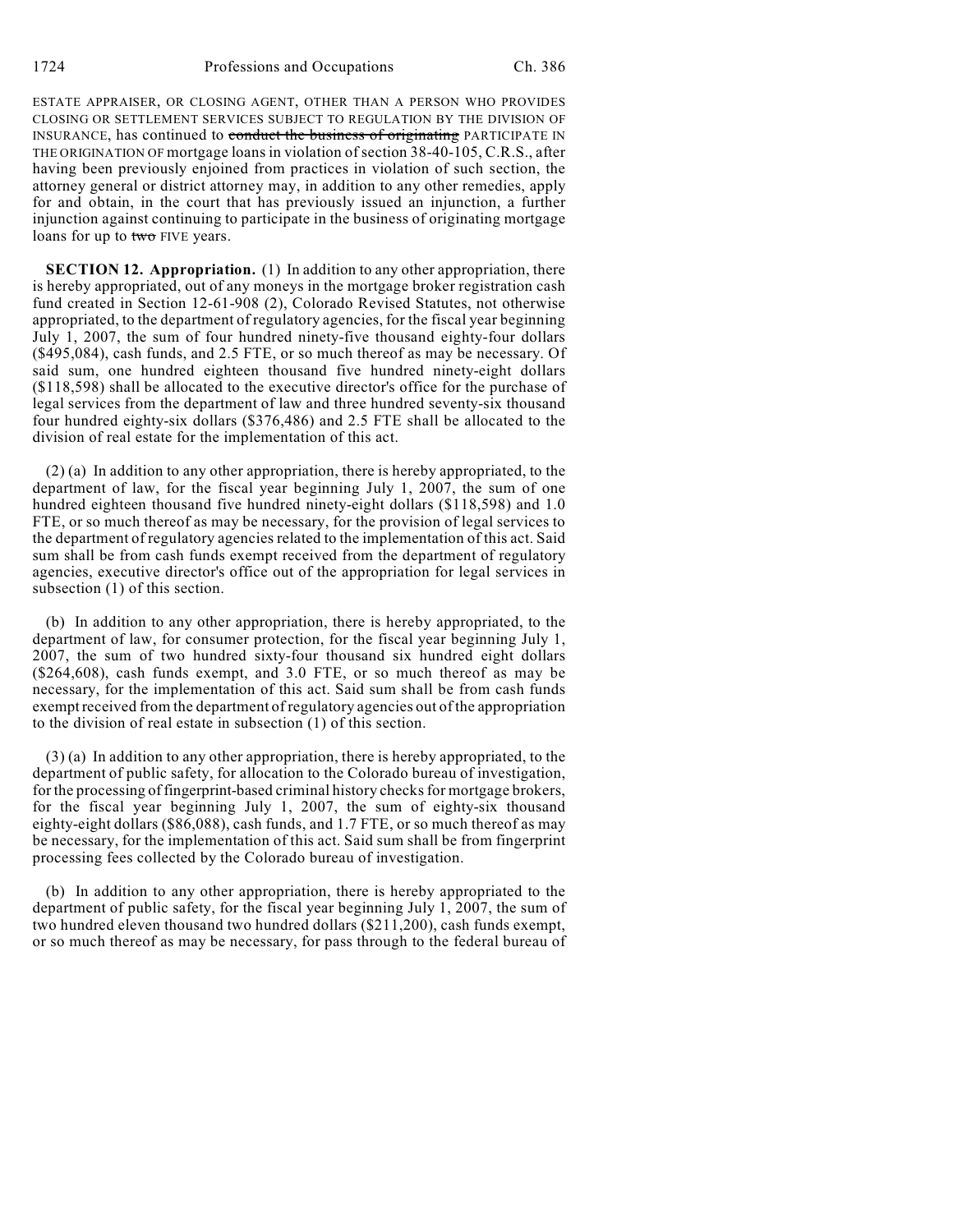ESTATE APPRAISER, OR CLOSING AGENT, OTHER THAN A PERSON WHO PROVIDES CLOSING OR SETTLEMENT SERVICES SUBJECT TO REGULATION BY THE DIVISION OF INSURANCE, has continued to ~~conduct the business of originating~~ PARTICIPATE IN THE ORIGINATION OF mortgage loans in violation of section 38-40-105, C.R.S., after having been previously enjoined from practices in violation of such section, the attorney general or district attorney may, in addition to any other remedies, apply for and obtain, in the court that has previously issued an injunction, a further injunction against continuing to participate in the business of originating mortgage loans for up to ~~two~~ FIVE years.

**SECTION 12. Appropriation.** (1) In addition to any other appropriation, there is hereby appropriated, out of any moneys in the mortgage broker registration cash fund created in Section 12-61-908 (2), Colorado Revised Statutes, not otherwise appropriated, to the department of regulatory agencies, for the fiscal year beginning July 1, 2007, the sum of four hundred ninety-five thousand eighty-four dollars ($495,084), cash funds, and 2.5 FTE, or so much thereof as may be necessary. Of said sum, one hundred eighteen thousand five hundred ninety-eight dollars ($118,598) shall be allocated to the executive director's office for the purchase of legal services from the department of law and three hundred seventy-six thousand four hundred eighty-six dollars ($376,486) and 2.5 FTE shall be allocated to the division of real estate for the implementation of this act.

(2) (a) In addition to any other appropriation, there is hereby appropriated, to the department of law, for the fiscal year beginning July 1, 2007, the sum of one hundred eighteen thousand five hundred ninety-eight dollars ($118,598) and 1.0 FTE, or so much thereof as may be necessary, for the provision of legal services to the department of regulatory agencies related to the implementation of this act. Said sum shall be from cash funds exempt received from the department of regulatory agencies, executive director's office out of the appropriation for legal services in subsection (1) of this section.

(b) In addition to any other appropriation, there is hereby appropriated, to the department of law, for consumer protection, for the fiscal year beginning July 1, 2007, the sum of two hundred sixty-four thousand six hundred eight dollars ($264,608), cash funds exempt, and 3.0 FTE, or so much thereof as may be necessary, for the implementation of this act. Said sum shall be from cash funds exempt received from the department of regulatory agencies out of the appropriation to the division of real estate in subsection (1) of this section.

(3) (a) In addition to any other appropriation, there is hereby appropriated, to the department of public safety, for allocation to the Colorado bureau of investigation, for the processing of fingerprint-based criminal history checks for mortgage brokers, for the fiscal year beginning July 1, 2007, the sum of eighty-six thousand eighty-eight dollars ($86,088), cash funds, and 1.7 FTE, or so much thereof as may be necessary, for the implementation of this act. Said sum shall be from fingerprint processing fees collected by the Colorado bureau of investigation.

(b) In addition to any other appropriation, there is hereby appropriated to the department of public safety, for the fiscal year beginning July 1, 2007, the sum of two hundred eleven thousand two hundred dollars ($211,200), cash funds exempt, or so much thereof as may be necessary, for pass through to the federal bureau of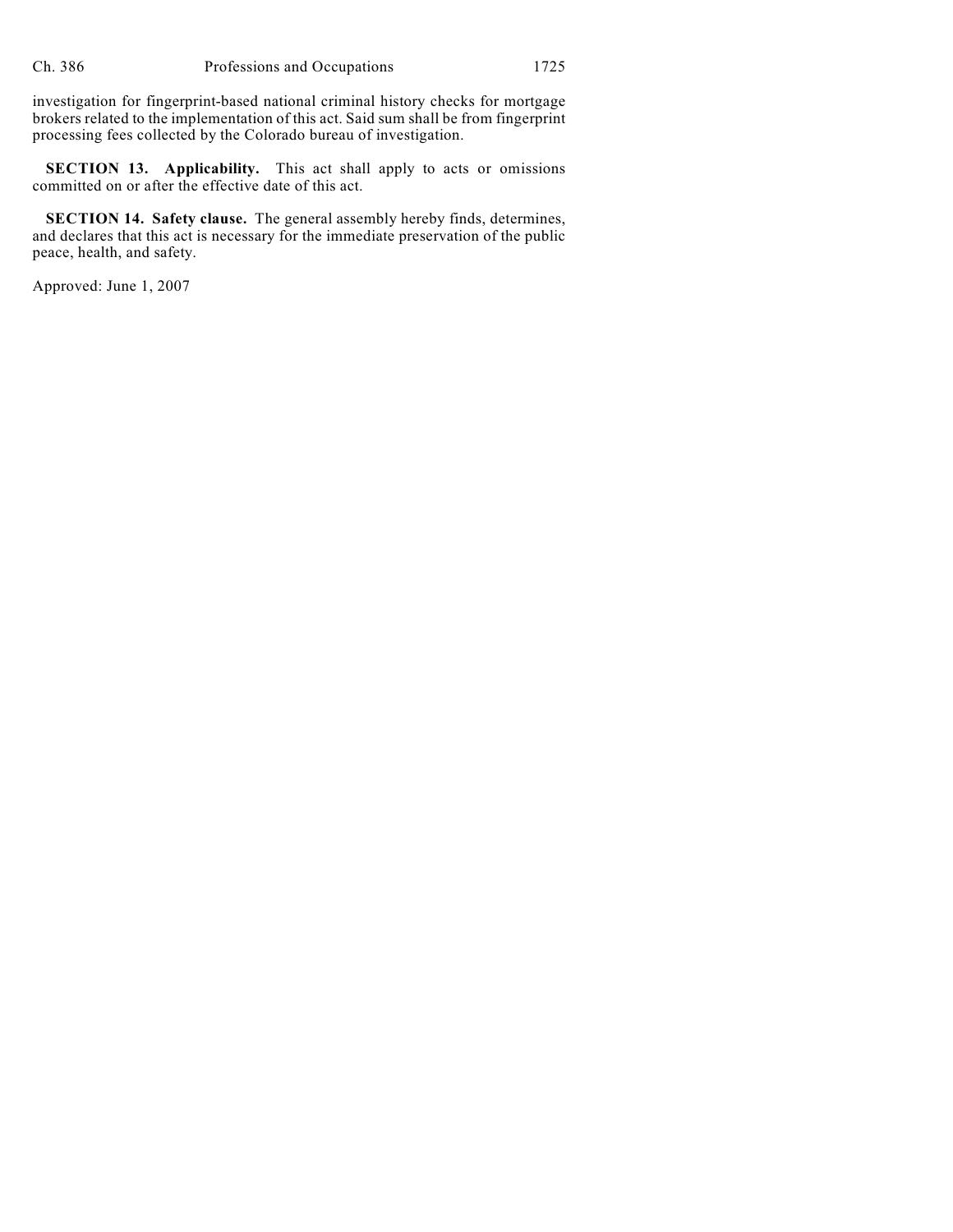investigation for fingerprint-based national criminal history checks for mortgage brokers related to the implementation of this act. Said sum shall be from fingerprint processing fees collected by the Colorado bureau of investigation.

**SECTION 13. Applicability.** This act shall apply to acts or omissions committed on or after the effective date of this act.

**SECTION 14. Safety clause.** The general assembly hereby finds, determines, and declares that this act is necessary for the immediate preservation of the public peace, health, and safety.

Approved: June 1, 2007